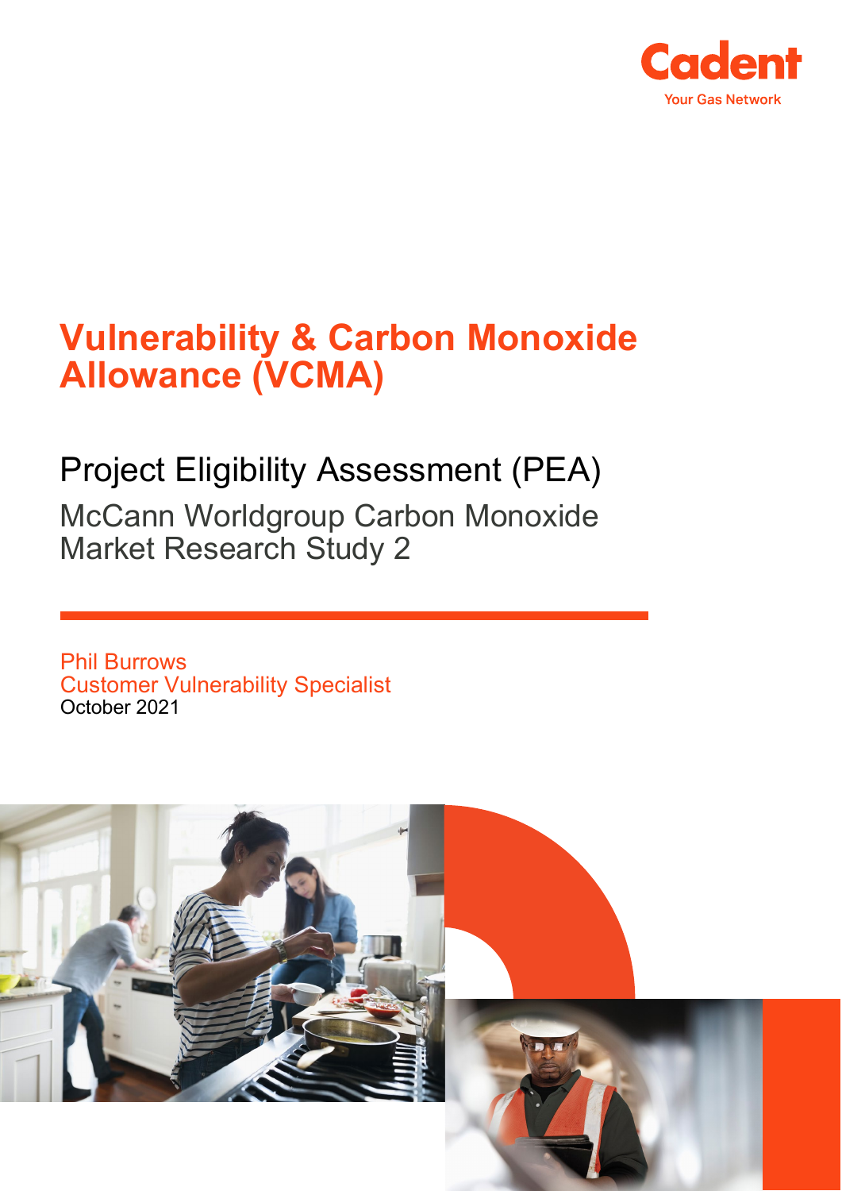Cadent

Your Gas Network

# Vulnerability & Carbon Monoxide Allowance (VCMA)

## Project Eligibility Assessment (PEA)

### McCann Worldgroup Carbon Monoxide Market Research Study 2

Phil Burrows
Customer Vulnerability Specialist
October 2021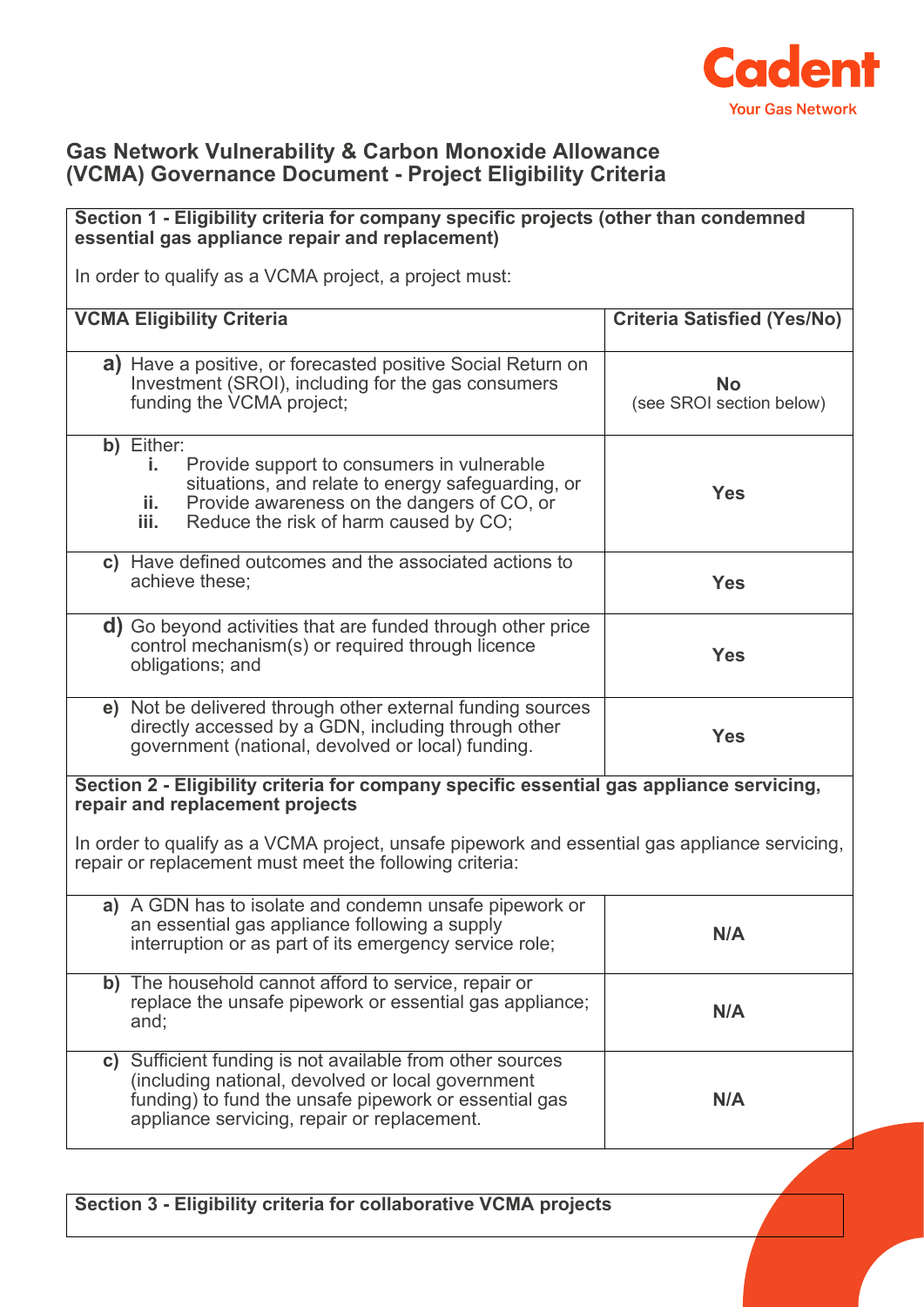## Gas Network Vulnerability & Carbon Monoxide Allowance (VCMA) Governance Document - Project Eligibility Criteria

**Section 1 - Eligibility criteria for company specific projects (other than condemned essential gas appliance repair and replacement)**

In order to qualify as a VCMA project, a project must:

| VCMA Eligibility Criteria | Criteria Satisfied (Yes/No) |
|---|---|
| **a)** Have a positive, or forecasted positive Social Return on Investment (SROI), including for the gas consumers funding the VCMA project; | **No** (see SROI section below) |
| **b)** Either: **i.** Provide support to consumers in vulnerable situations, and relate to energy safeguarding, or **ii.** Provide awareness on the dangers of CO, or **iii.** Reduce the risk of harm caused by CO; | **Yes** |
| **c)** Have defined outcomes and the associated actions to achieve these; | **Yes** |
| **d)** Go beyond activities that are funded through other price control mechanism(s) or required through licence obligations; and | **Yes** |
| **e)** Not be delivered through other external funding sources directly accessed by a GDN, including through other government (national, devolved or local) funding. | **Yes** |

**Section 2 - Eligibility criteria for company specific essential gas appliance servicing, repair and replacement projects**

In order to qualify as a VCMA project, unsafe pipework and essential gas appliance servicing, repair or replacement must meet the following criteria:

| Criteria | Criteria Satisfied (Yes/No) |
|---|---|
| **a)** A GDN has to isolate and condemn unsafe pipework or an essential gas appliance following a supply interruption or as part of its emergency service role; | **N/A** |
| **b)** The household cannot afford to service, repair or replace the unsafe pipework or essential gas appliance; and; | **N/A** |
| **c)** Sufficient funding is not available from other sources (including national, devolved or local government funding) to fund the unsafe pipework or essential gas appliance servicing, repair or replacement. | **N/A** |

**Section 3 - Eligibility criteria for collaborative VCMA projects**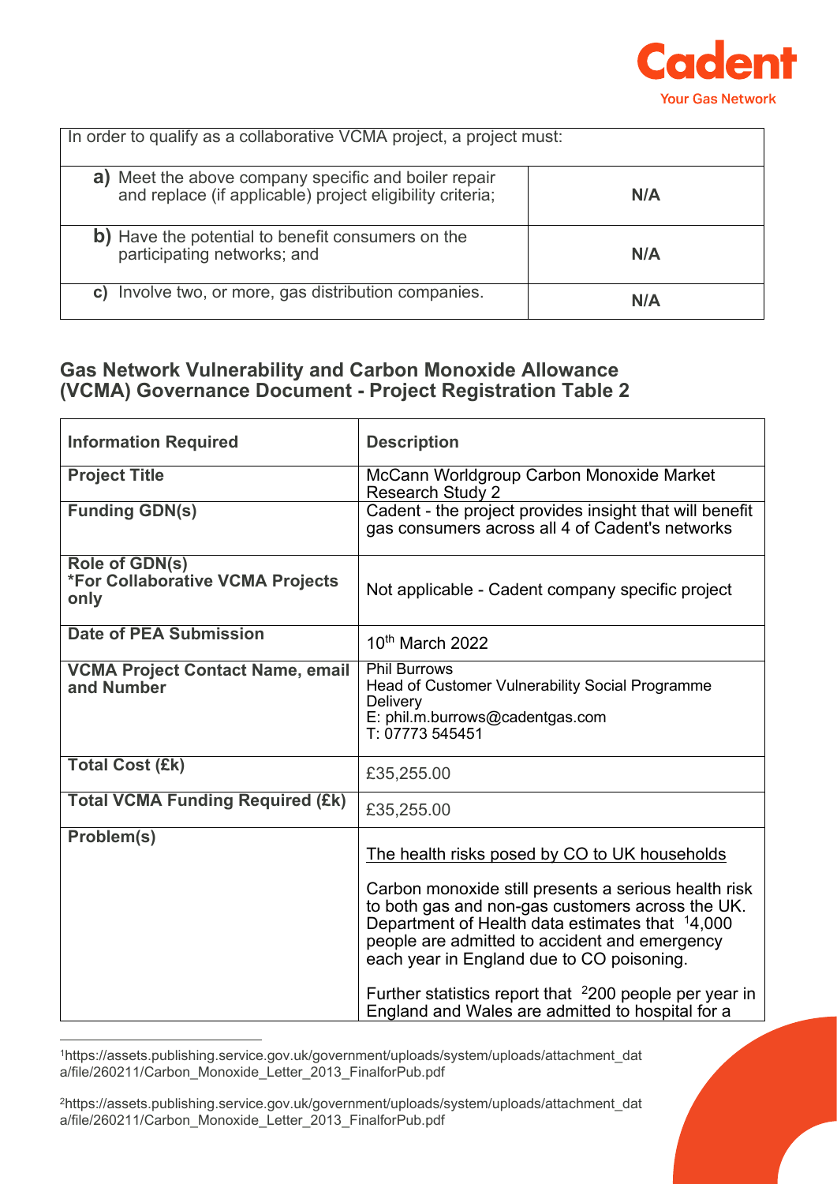| In order to qualify as a collaborative VCMA project, a project must: | |
|---|---|
| **a)** Meet the above company specific and boiler repair and replace (if applicable) project eligibility criteria; | **N/A** |
| **b)** Have the potential to benefit consumers on the participating networks; and | **N/A** |
| **c)** Involve two, or more, gas distribution companies. | **N/A** |

## Gas Network Vulnerability and Carbon Monoxide Allowance (VCMA) Governance Document - Project Registration Table 2

| Information Required | Description |
|---|---|
| **Project Title** | McCann Worldgroup Carbon Monoxide Market Research Study 2 |
| **Funding GDN(s)** | Cadent - the project provides insight that will benefit gas consumers across all 4 of Cadent's networks |
| **Role of GDN(s)** **\*For Collaborative VCMA Projects only** | Not applicable - Cadent company specific project |
| **Date of PEA Submission** | 10th March 2022 |
| **VCMA Project Contact Name, email and Number** | Phil Burrows<br>Head of Customer Vulnerability Social Programme Delivery<br>E: phil.m.burrows@cadentgas.com<br>T: 07773 545451 |
| **Total Cost (£k)** | £35,255.00 |
| **Total VCMA Funding Required (£k)** | £35,255.00 |
| **Problem(s)** | The health risks posed by CO to UK households<br><br>Carbon monoxide still presents a serious health risk to both gas and non-gas customers across the UK. Department of Health data estimates that [1]4,000 people are admitted to accident and emergency each year in England due to CO poisoning.<br><br>Further statistics report that [2]200 people per year in England and Wales are admitted to hospital for a |

[1]https://assets.publishing.service.gov.uk/government/uploads/system/uploads/attachment_data/file/260211/Carbon_Monoxide_Letter_2013_FinalforPub.pdf

[2]https://assets.publishing.service.gov.uk/government/uploads/system/uploads/attachment_data/file/260211/Carbon_Monoxide_Letter_2013_FinalforPub.pdf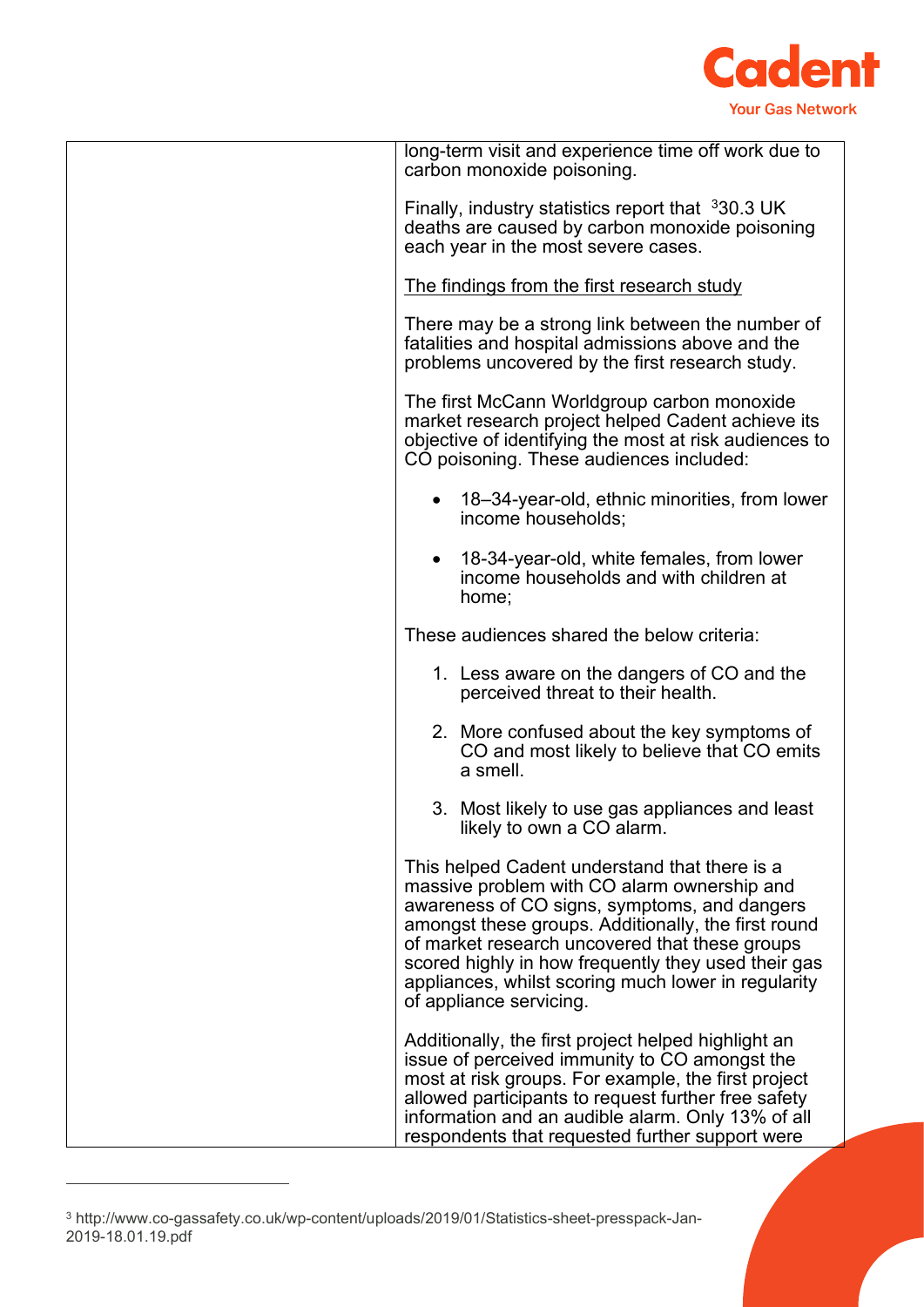| | long-term visit and experience time off work due to carbon monoxide poisoning.<br><br>Finally, industry statistics report that [3]30.3 UK deaths are caused by carbon monoxide poisoning each year in the most severe cases.<br><br><u>The findings from the first research study</u><br><br>There may be a strong link between the number of fatalities and hospital admissions above and the problems uncovered by the first research study.<br><br>The first McCann Worldgroup carbon monoxide market research project helped Cadent achieve its objective of identifying the most at risk audiences to CO poisoning. These audiences included:<br><br>• 18–34-year-old, ethnic minorities, from lower income households;<br><br>• 18-34-year-old, white females, from lower income households and with children at home;<br><br>These audiences shared the below criteria:<br><br>1. Less aware on the dangers of CO and the perceived threat to their health.<br><br>2. More confused about the key symptoms of CO and most likely to believe that CO emits a smell.<br><br>3. Most likely to use gas appliances and least likely to own a CO alarm.<br><br>This helped Cadent understand that there is a massive problem with CO alarm ownership and awareness of CO signs, symptoms, and dangers amongst these groups. Additionally, the first round of market research uncovered that these groups scored highly in how frequently they used their gas appliances, whilst scoring much lower in regularity of appliance servicing.<br><br>Additionally, the first project helped highlight an issue of perceived immunity to CO amongst the most at risk groups. For example, the first project allowed participants to request further free safety information and an audible alarm. Only 13% of all respondents that requested further support were |
|---|---|

[3] http://www.co-gassafety.co.uk/wp-content/uploads/2019/01/Statistics-sheet-presspack-Jan-2019-18.01.19.pdf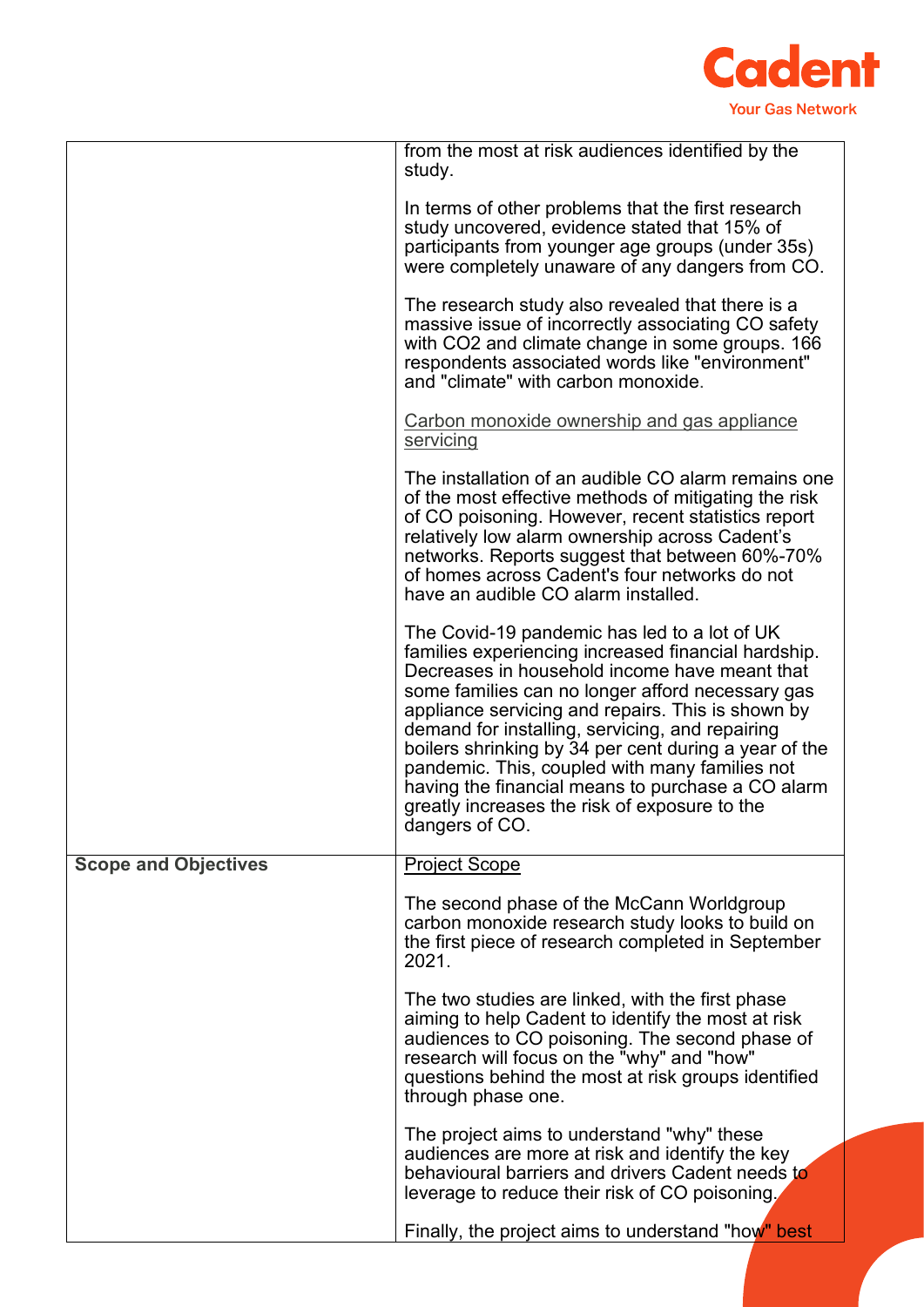| | |
|---|---|
| | from the most at risk audiences identified by the study.<br><br>In terms of other problems that the first research study uncovered, evidence stated that 15% of participants from younger age groups (under 35s) were completely unaware of any dangers from CO.<br><br>The research study also revealed that there is a massive issue of incorrectly associating CO safety with CO2 and climate change in some groups. 166 respondents associated words like "environment" and "climate" with carbon monoxide.<br><br>Carbon monoxide ownership and gas appliance servicing<br><br>The installation of an audible CO alarm remains one of the most effective methods of mitigating the risk of CO poisoning. However, recent statistics report relatively low alarm ownership across Cadent's networks. Reports suggest that between 60%-70% of homes across Cadent's four networks do not have an audible CO alarm installed.<br><br>The Covid-19 pandemic has led to a lot of UK families experiencing increased financial hardship. Decreases in household income have meant that some families can no longer afford necessary gas appliance servicing and repairs. This is shown by demand for installing, servicing, and repairing boilers shrinking by 34 per cent during a year of the pandemic. This, coupled with many families not having the financial means to purchase a CO alarm greatly increases the risk of exposure to the dangers of CO. |
| **Scope and Objectives** | Project Scope<br><br>The second phase of the McCann Worldgroup carbon monoxide research study looks to build on the first piece of research completed in September 2021.<br><br>The two studies are linked, with the first phase aiming to help Cadent to identify the most at risk audiences to CO poisoning. The second phase of research will focus on the "why" and "how" questions behind the most at risk groups identified through phase one.<br><br>The project aims to understand "why" these audiences are more at risk and identify the key behavioural barriers and drivers Cadent needs to leverage to reduce their risk of CO poisoning.<br><br>Finally, the project aims to understand "how" best |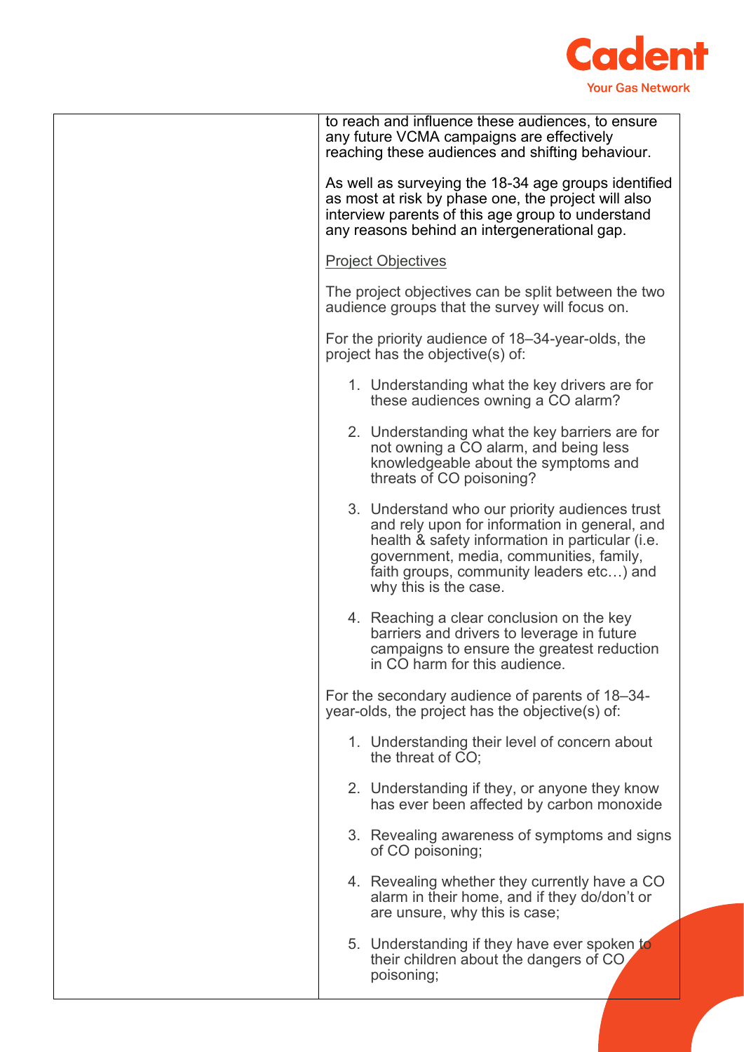| | to reach and influence these audiences, to ensure any future VCMA campaigns are effectively reaching these audiences and shifting behaviour.<br><br>As well as surveying the 18-34 age groups identified as most at risk by phase one, the project will also interview parents of this age group to understand any reasons behind an intergenerational gap.<br><br><u>Project Objectives</u><br><br>The project objectives can be split between the two audience groups that the survey will focus on.<br><br>For the priority audience of 18–34-year-olds, the project has the objective(s) of:<br><br>1. Understanding what the key drivers are for these audiences owning a CO alarm?<br>2. Understanding what the key barriers are for not owning a CO alarm, and being less knowledgeable about the symptoms and threats of CO poisoning?<br>3. Understand who our priority audiences trust and rely upon for information in general, and health & safety information in particular (i.e. government, media, communities, family, faith groups, community leaders etc…) and why this is the case.<br>4. Reaching a clear conclusion on the key barriers and drivers to leverage in future campaigns to ensure the greatest reduction in CO harm for this audience.<br><br>For the secondary audience of parents of 18–34-year-olds, the project has the objective(s) of:<br><br>1. Understanding their level of concern about the threat of CO;<br>2. Understanding if they, or anyone they know has ever been affected by carbon monoxide<br>3. Revealing awareness of symptoms and signs of CO poisoning;<br>4. Revealing whether they currently have a CO alarm in their home, and if they do/don't or are unsure, why this is case;<br>5. Understanding if they have ever spoken to their children about the dangers of CO poisoning; |
|---|---|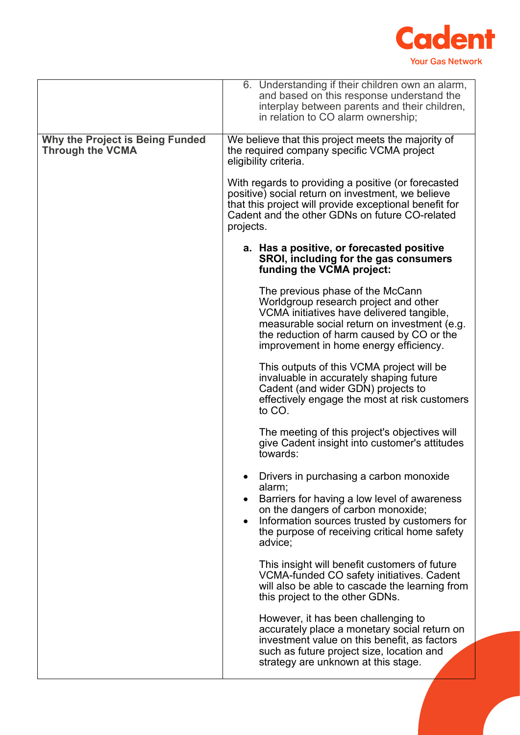| | |
|---|---|
| | 6. Understanding if their children own an alarm, and based on this response understand the interplay between parents and their children, in relation to CO alarm ownership; |
| **Why the Project is Being Funded Through the VCMA** | We believe that this project meets the majority of the required company specific VCMA project eligibility criteria.<br><br>With regards to providing a positive (or forecasted positive) social return on investment, we believe that this project will provide exceptional benefit for Cadent and the other GDNs on future CO-related projects.<br><br>**a. Has a positive, or forecasted positive SROI, including for the gas consumers funding the VCMA project:**<br><br>The previous phase of the McCann Worldgroup research project and other VCMA initiatives have delivered tangible, measurable social return on investment (e.g. the reduction of harm caused by CO or the improvement in home energy efficiency.<br><br>This outputs of this VCMA project will be invaluable in accurately shaping future Cadent (and wider GDN) projects to effectively engage the most at risk customers to CO.<br><br>The meeting of this project's objectives will give Cadent insight into customer's attitudes towards:<br><br>• Drivers in purchasing a carbon monoxide alarm;<br>• Barriers for having a low level of awareness on the dangers of carbon monoxide;<br>• Information sources trusted by customers for the purpose of receiving critical home safety advice;<br><br>This insight will benefit customers of future VCMA-funded CO safety initiatives. Cadent will also be able to cascade the learning from this project to the other GDNs.<br><br>However, it has been challenging to accurately place a monetary social return on investment value on this benefit, as factors such as future project size, location and strategy are unknown at this stage. |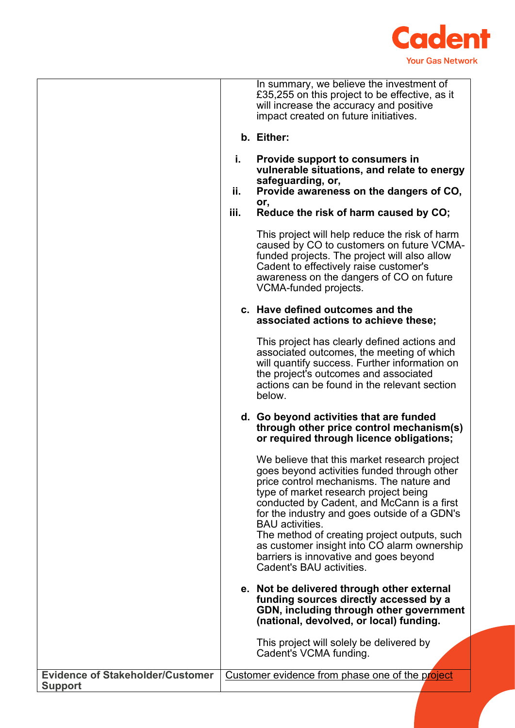| | |
|---|---|
| | In summary, we believe the investment of £35,255 on this project to be effective, as it will increase the accuracy and positive impact created on future initiatives.<br><br>**b. Either:**<br><br>**i. Provide support to consumers in vulnerable situations, and relate to energy safeguarding, or,**<br>**ii. Provide awareness on the dangers of CO, or,**<br>**iii. Reduce the risk of harm caused by CO;**<br><br>This project will help reduce the risk of harm caused by CO to customers on future VCMA-funded projects. The project will also allow Cadent to effectively raise customer's awareness on the dangers of CO on future VCMA-funded projects.<br><br>**c. Have defined outcomes and the associated actions to achieve these;**<br><br>This project has clearly defined actions and associated outcomes, the meeting of which will quantify success. Further information on the project's outcomes and associated actions can be found in the relevant section below.<br><br>**d. Go beyond activities that are funded through other price control mechanism(s) or required through licence obligations;**<br><br>We believe that this market research project goes beyond activities funded through other price control mechanisms. The nature and type of market research project being conducted by Cadent, and McCann is a first for the industry and goes outside of a GDN's BAU activities.<br>The method of creating project outputs, such as customer insight into CO alarm ownership barriers is innovative and goes beyond Cadent's BAU activities.<br><br>**e. Not be delivered through other external funding sources directly accessed by a GDN, including through other government (national, devolved, or local) funding.**<br><br>This project will solely be delivered by Cadent's VCMA funding. |
| **Evidence of Stakeholder/Customer Support** | Customer evidence from phase one of the project |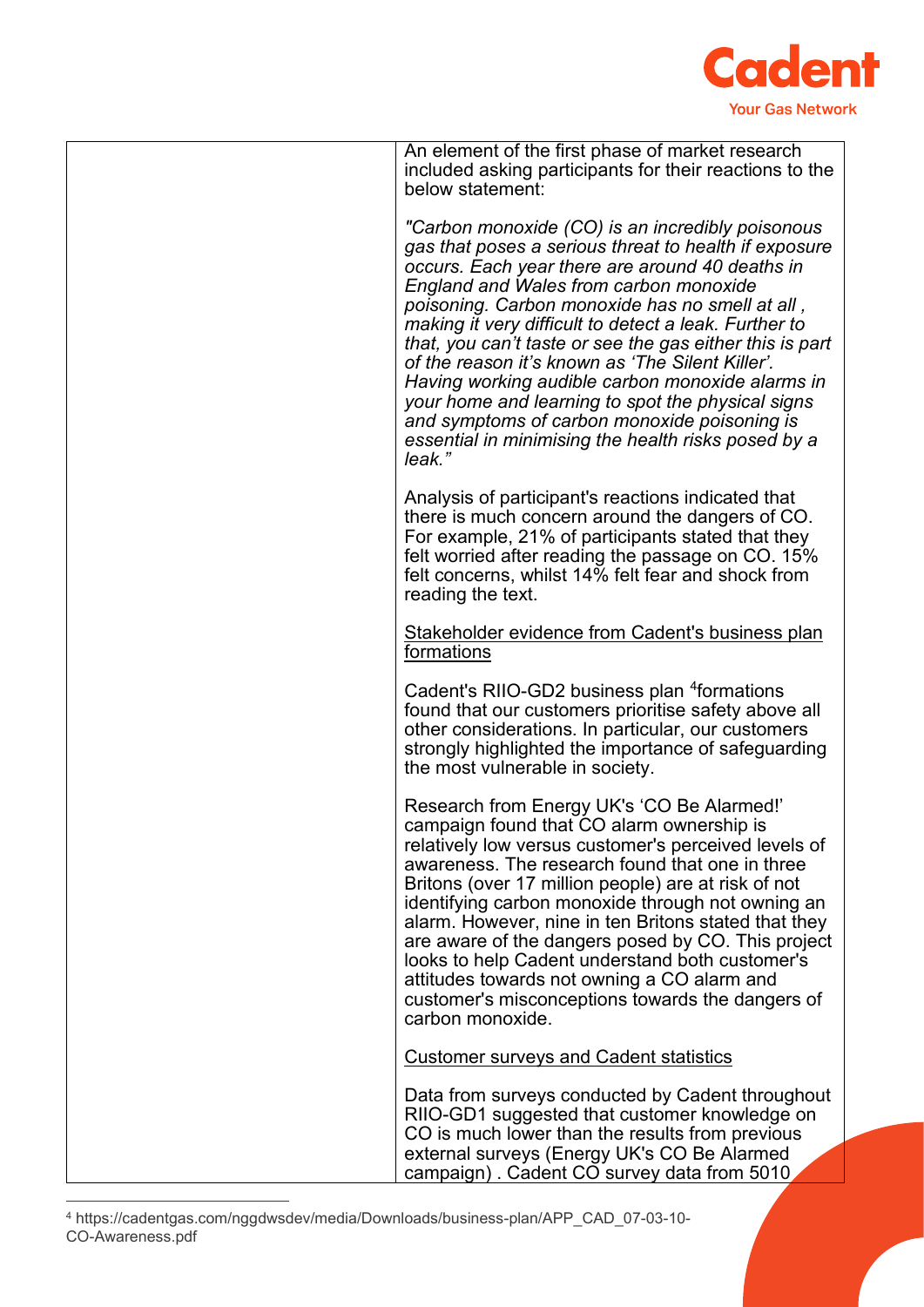| | An element of the first phase of market research included asking participants for their reactions to the below statement:<br><br>*"Carbon monoxide (CO) is an incredibly poisonous gas that poses a serious threat to health if exposure occurs. Each year there are around 40 deaths in England and Wales from carbon monoxide poisoning. Carbon monoxide has no smell at all , making it very difficult to detect a leak. Further to that, you can't taste or see the gas either this is part of the reason it's known as 'The Silent Killer'. Having working audible carbon monoxide alarms in your home and learning to spot the physical signs and symptoms of carbon monoxide poisoning is essential in minimising the health risks posed by a leak."*<br><br>Analysis of participant's reactions indicated that there is much concern around the dangers of CO. For example, 21% of participants stated that they felt worried after reading the passage on CO. 15% felt concerns, whilst 14% felt fear and shock from reading the text.<br><br><u>Stakeholder evidence from Cadent's business plan formations</u><br><br>Cadent's RIIO-GD2 business plan [4]formations found that our customers prioritise safety above all other considerations. In particular, our customers strongly highlighted the importance of safeguarding the most vulnerable in society.<br><br>Research from Energy UK's 'CO Be Alarmed!' campaign found that CO alarm ownership is relatively low versus customer's perceived levels of awareness. The research found that one in three Britons (over 17 million people) are at risk of not identifying carbon monoxide through not owning an alarm. However, nine in ten Britons stated that they are aware of the dangers posed by CO. This project looks to help Cadent understand both customer's attitudes towards not owning a CO alarm and customer's misconceptions towards the dangers of carbon monoxide.<br><br><u>Customer surveys and Cadent statistics</u><br><br>Data from surveys conducted by Cadent throughout RIIO-GD1 suggested that customer knowledge on CO is much lower than the results from previous external surveys (Energy UK's CO Be Alarmed campaign) . Cadent CO survey data from 5010 |
|---|---|

[4] https://cadentgas.com/nggdwsdev/media/Downloads/business-plan/APP_CAD_07-03-10-CO-Awareness.pdf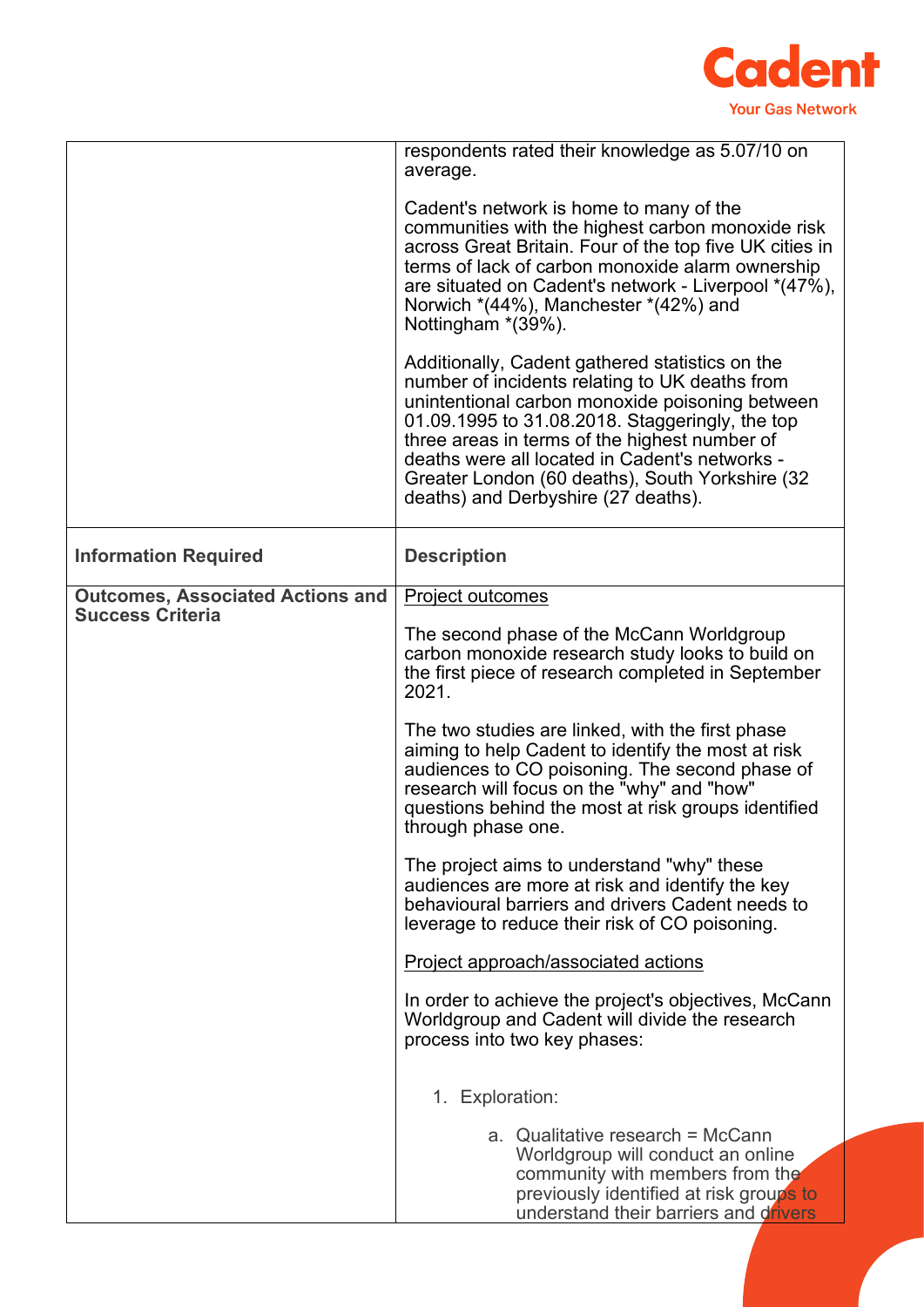| | |
|---|---|
| | respondents rated their knowledge as 5.07/10 on average.<br><br>Cadent's network is home to many of the communities with the highest carbon monoxide risk across Great Britain. Four of the top five UK cities in terms of lack of carbon monoxide alarm ownership are situated on Cadent's network - Liverpool *(47%), Norwich *(44%), Manchester *(42%) and Nottingham *(39%).<br><br>Additionally, Cadent gathered statistics on the number of incidents relating to UK deaths from unintentional carbon monoxide poisoning between 01.09.1995 to 31.08.2018. Staggeringly, the top three areas in terms of the highest number of deaths were all located in Cadent's networks - Greater London (60 deaths), South Yorkshire (32 deaths) and Derbyshire (27 deaths). |
| **Information Required** | **Description** |
| **Outcomes, Associated Actions and Success Criteria** | <u>Project outcomes</u><br><br>The second phase of the McCann Worldgroup carbon monoxide research study looks to build on the first piece of research completed in September 2021.<br><br>The two studies are linked, with the first phase aiming to help Cadent to identify the most at risk audiences to CO poisoning. The second phase of research will focus on the "why" and "how" questions behind the most at risk groups identified through phase one.<br><br>The project aims to understand "why" these audiences are more at risk and identify the key behavioural barriers and drivers Cadent needs to leverage to reduce their risk of CO poisoning.<br><br><u>Project approach/associated actions</u><br><br>In order to achieve the project's objectives, McCann Worldgroup and Cadent will divide the research process into two key phases:<br><br>1. Exploration:<br><br>a. Qualitative research = McCann Worldgroup will conduct an online community with members from the previously identified at risk groups to understand their barriers and drivers |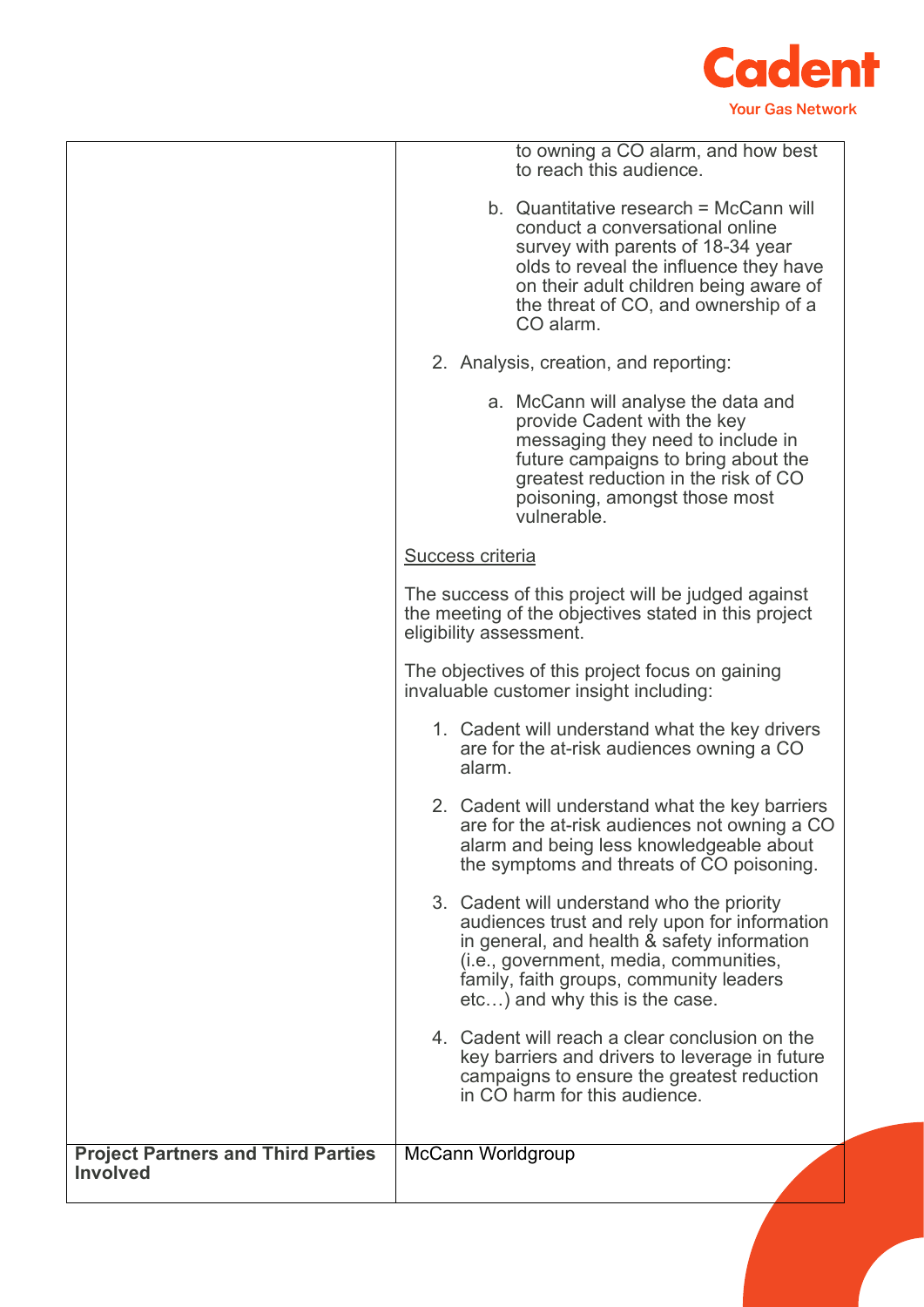| | |
|---|---|
| | to owning a CO alarm, and how best to reach this audience.<br><br>b. Quantitative research = McCann will conduct a conversational online survey with parents of 18-34 year olds to reveal the influence they have on their adult children being aware of the threat of CO, and ownership of a CO alarm.<br><br>2. Analysis, creation, and reporting:<br><br>a. McCann will analyse the data and provide Cadent with the key messaging they need to include in future campaigns to bring about the greatest reduction in the risk of CO poisoning, amongst those most vulnerable.<br><br><u>Success criteria</u><br><br>The success of this project will be judged against the meeting of the objectives stated in this project eligibility assessment.<br><br>The objectives of this project focus on gaining invaluable customer insight including:<br><br>1. Cadent will understand what the key drivers are for the at-risk audiences owning a CO alarm.<br><br>2. Cadent will understand what the key barriers are for the at-risk audiences not owning a CO alarm and being less knowledgeable about the symptoms and threats of CO poisoning.<br><br>3. Cadent will understand who the priority audiences trust and rely upon for information in general, and health & safety information (i.e., government, media, communities, family, faith groups, community leaders etc…) and why this is the case.<br><br>4. Cadent will reach a clear conclusion on the key barriers and drivers to leverage in future campaigns to ensure the greatest reduction in CO harm for this audience. |
| **Project Partners and Third Parties Involved** | McCann Worldgroup |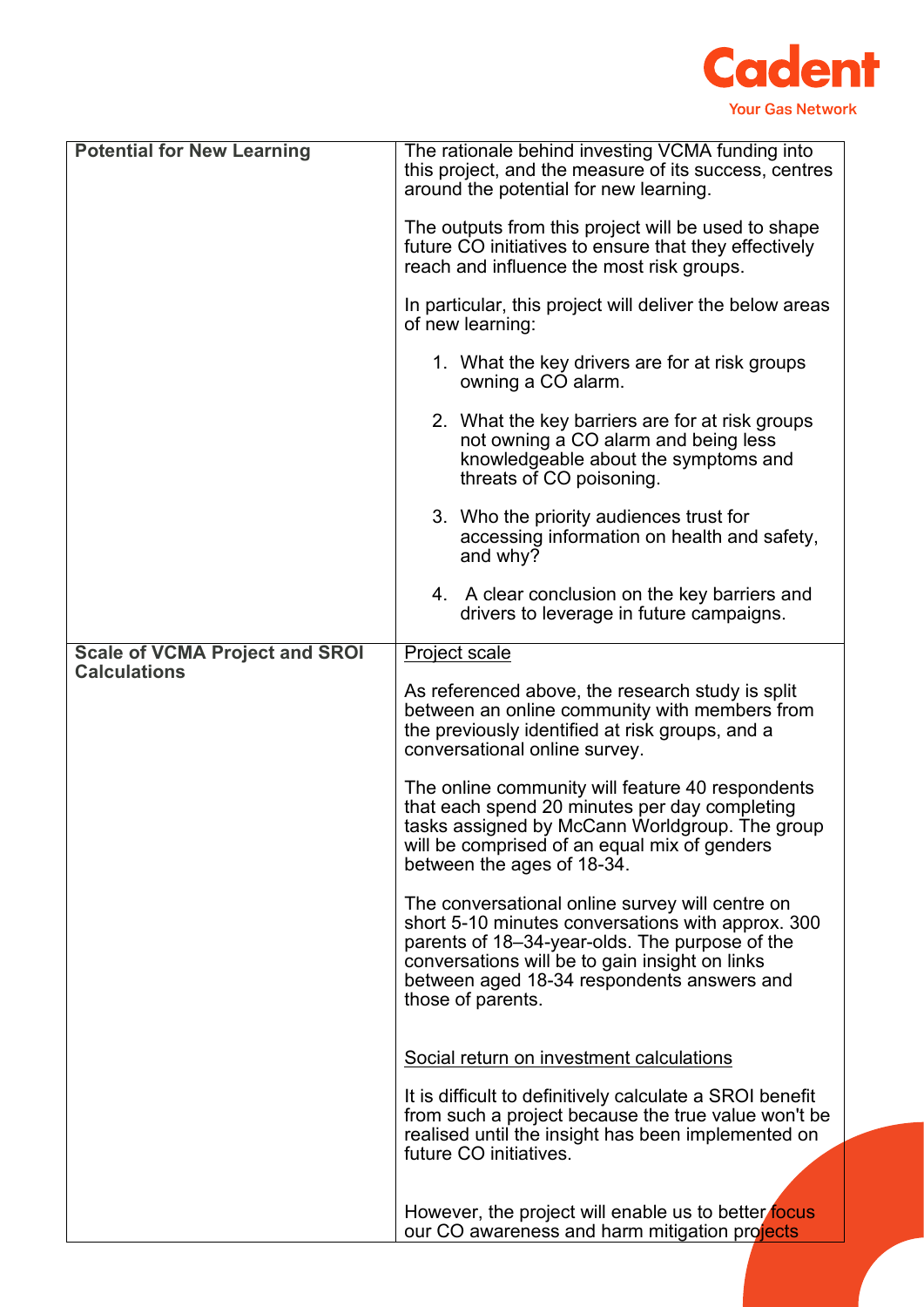| | |
|---|---|
| **Potential for New Learning** | The rationale behind investing VCMA funding into this project, and the measure of its success, centres around the potential for new learning.<br><br>The outputs from this project will be used to shape future CO initiatives to ensure that they effectively reach and influence the most risk groups.<br><br>In particular, this project will deliver the below areas of new learning:<br><br>1. What the key drivers are for at risk groups owning a CO alarm.<br><br>2. What the key barriers are for at risk groups not owning a CO alarm and being less knowledgeable about the symptoms and threats of CO poisoning.<br><br>3. Who the priority audiences trust for accessing information on health and safety, and why?<br><br>4. A clear conclusion on the key barriers and drivers to leverage in future campaigns. |
| **Scale of VCMA Project and SROI Calculations** | <u>Project scale</u><br><br>As referenced above, the research study is split between an online community with members from the previously identified at risk groups, and a conversational online survey.<br><br>The online community will feature 40 respondents that each spend 20 minutes per day completing tasks assigned by McCann Worldgroup. The group will be comprised of an equal mix of genders between the ages of 18-34.<br><br>The conversational online survey will centre on short 5-10 minutes conversations with approx. 300 parents of 18–34-year-olds. The purpose of the conversations will be to gain insight on links between aged 18-34 respondents answers and those of parents.<br><br><u>Social return on investment calculations</u><br><br>It is difficult to definitively calculate a SROI benefit from such a project because the true value won't be realised until the insight has been implemented on future CO initiatives.<br><br>However, the project will enable us to better focus our CO awareness and harm mitigation projects |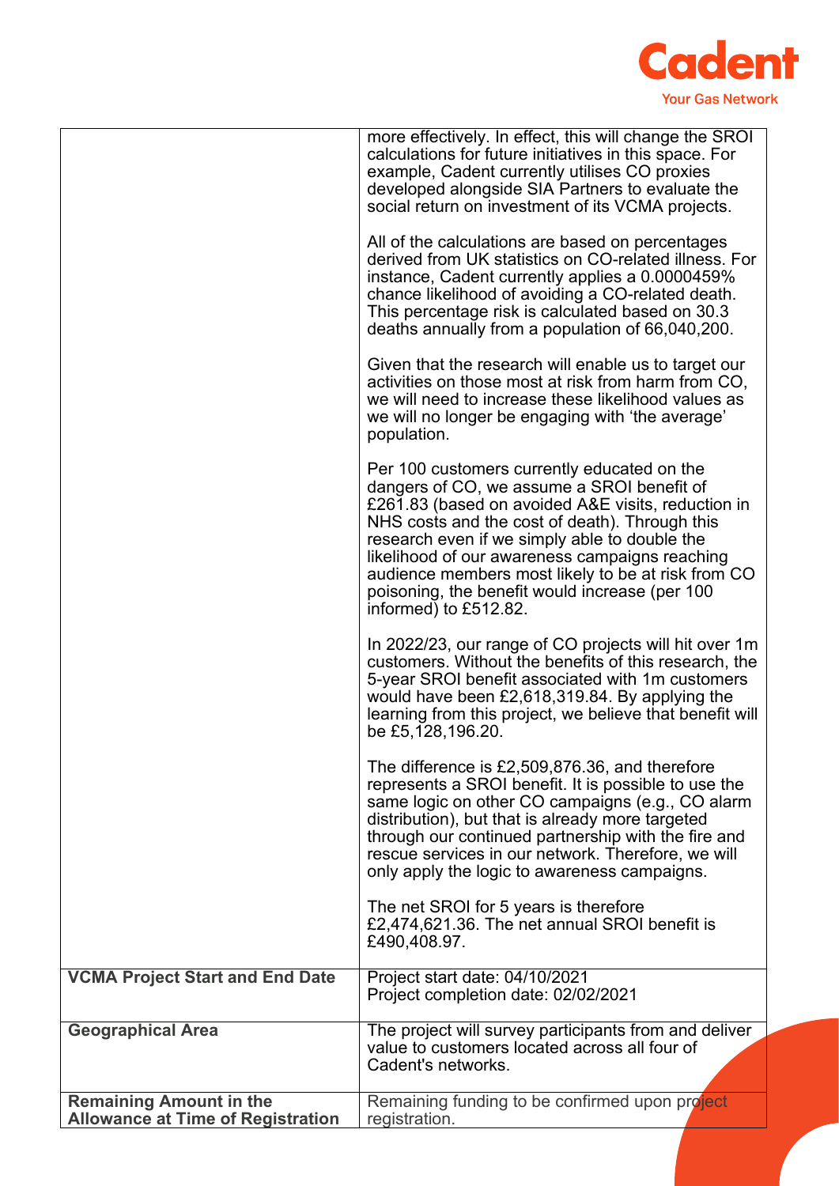| | |
|---|---|
| | more effectively. In effect, this will change the SROI calculations for future initiatives in this space. For example, Cadent currently utilises CO proxies developed alongside SIA Partners to evaluate the social return on investment of its VCMA projects.<br><br>All of the calculations are based on percentages derived from UK statistics on CO-related illness. For instance, Cadent currently applies a 0.0000459% chance likelihood of avoiding a CO-related death. This percentage risk is calculated based on 30.3 deaths annually from a population of 66,040,200.<br><br>Given that the research will enable us to target our activities on those most at risk from harm from CO, we will need to increase these likelihood values as we will no longer be engaging with 'the average' population.<br><br>Per 100 customers currently educated on the dangers of CO, we assume a SROI benefit of £261.83 (based on avoided A&E visits, reduction in NHS costs and the cost of death). Through this research even if we simply able to double the likelihood of our awareness campaigns reaching audience members most likely to be at risk from CO poisoning, the benefit would increase (per 100 informed) to £512.82.<br><br>In 2022/23, our range of CO projects will hit over 1m customers. Without the benefits of this research, the 5-year SROI benefit associated with 1m customers would have been £2,618,319.84. By applying the learning from this project, we believe that benefit will be £5,128,196.20.<br><br>The difference is £2,509,876.36, and therefore represents a SROI benefit. It is possible to use the same logic on other CO campaigns (e.g., CO alarm distribution), but that is already more targeted through our continued partnership with the fire and rescue services in our network. Therefore, we will only apply the logic to awareness campaigns.<br><br>The net SROI for 5 years is therefore £2,474,621.36. The net annual SROI benefit is £490,408.97. |
| **VCMA Project Start and End Date** | Project start date: 04/10/2021<br>Project completion date: 02/02/2021 |
| **Geographical Area** | The project will survey participants from and deliver value to customers located across all four of Cadent's networks. |
| **Remaining Amount in the Allowance at Time of Registration** | Remaining funding to be confirmed upon project registration. |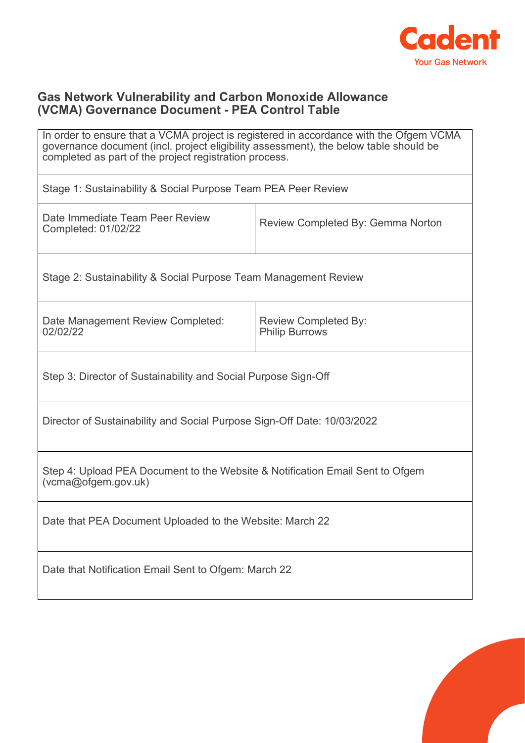Cadent

Your Gas Network

## Gas Network Vulnerability and Carbon Monoxide Allowance (VCMA) Governance Document - PEA Control Table

| | |
|---|---|
| In order to ensure that a VCMA project is registered in accordance with the Ofgem VCMA governance document (incl. project eligibility assessment), the below table should be completed as part of the project registration process. | |
| Stage 1: Sustainability & Social Purpose Team PEA Peer Review | |
| Date Immediate Team Peer Review Completed: 01/02/22 | Review Completed By: Gemma Norton |
| Stage 2: Sustainability & Social Purpose Team Management Review | |
| Date Management Review Completed: 02/02/22 | Review Completed By: Philip Burrows |
| Step 3: Director of Sustainability and Social Purpose Sign-Off | |
| Director of Sustainability and Social Purpose Sign-Off Date: 10/03/2022 | |
| Step 4: Upload PEA Document to the Website & Notification Email Sent to Ofgem (vcma@ofgem.gov.uk) | |
| Date that PEA Document Uploaded to the Website: March 22 | |
| Date that Notification Email Sent to Ofgem: March 22 | |